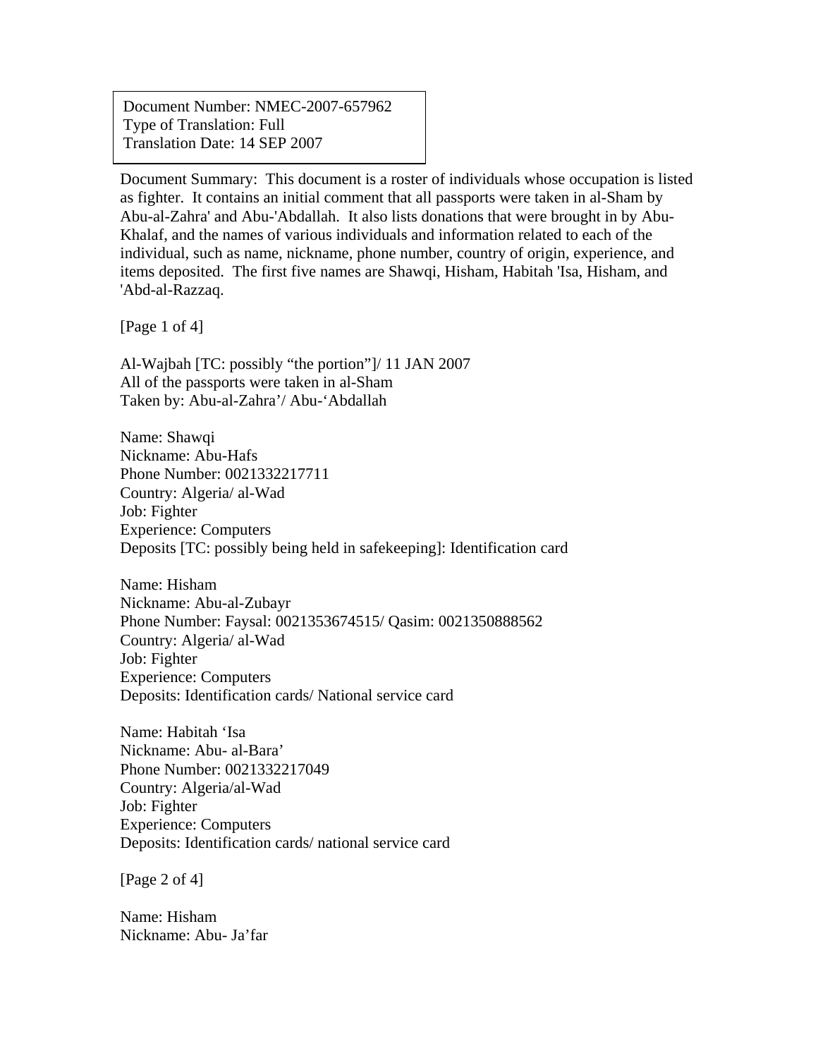Document Number: NMEC-2007-657962
Type of Translation: Full
Translation Date: 14 SEP 2007

Document Summary: This document is a roster of individuals whose occupation is listed as fighter. It contains an initial comment that all passports were taken in al-Sham by Abu-al-Zahra' and Abu-'Abdallah. It also lists donations that were brought in by Abu-Khalaf, and the names of various individuals and information related to each of the individual, such as name, nickname, phone number, country of origin, experience, and items deposited. The first five names are Shawqi, Hisham, Habitah 'Isa, Hisham, and 'Abd-al-Razzaq.

[Page 1 of 4]

Al-Wajbah [TC: possibly "the portion"]/ 11 JAN 2007
All of the passports were taken in al-Sham
Taken by: Abu-al-Zahra'/ Abu-'Abdallah

Name: Shawqi
Nickname: Abu-Hafs
Phone Number: 0021332217711
Country: Algeria/ al-Wad
Job: Fighter
Experience: Computers
Deposits [TC: possibly being held in safekeeping]: Identification card

Name: Hisham
Nickname: Abu-al-Zubayr
Phone Number: Faysal: 0021353674515/ Qasim: 0021350888562
Country: Algeria/ al-Wad
Job: Fighter
Experience: Computers
Deposits: Identification cards/ National service card

Name: Habitah 'Isa
Nickname: Abu- al-Bara'
Phone Number: 0021332217049
Country: Algeria/al-Wad
Job: Fighter
Experience: Computers
Deposits: Identification cards/ national service card

[Page 2 of 4]

Name: Hisham
Nickname: Abu- Ja'far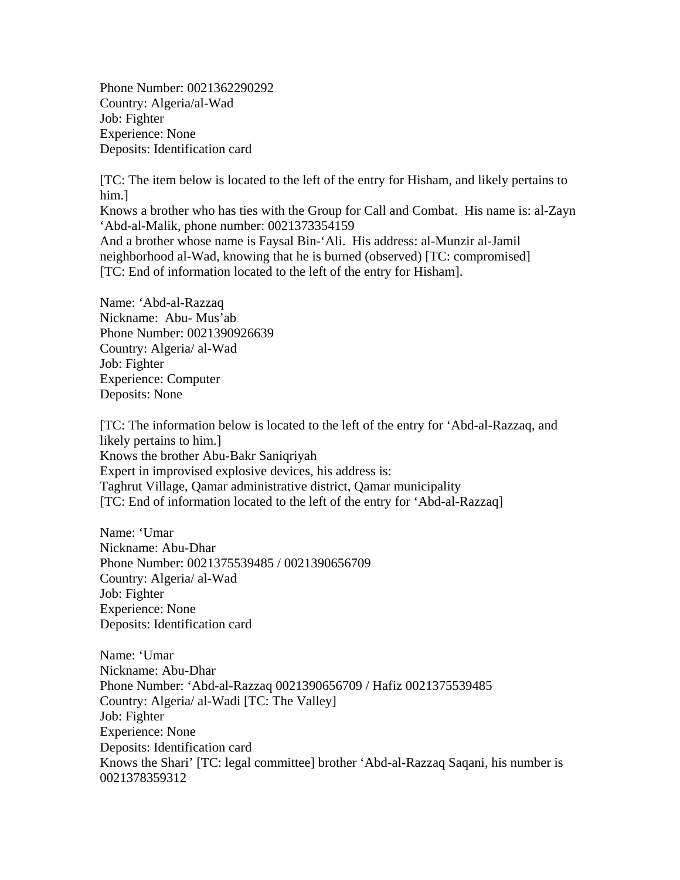Phone Number: 0021362290292
Country: Algeria/al-Wad
Job: Fighter
Experience: None
Deposits: Identification card

[TC: The item below is located to the left of the entry for Hisham, and likely pertains to him.]
Knows a brother who has ties with the Group for Call and Combat. His name is: al-Zayn 'Abd-al-Malik, phone number: 0021373354159
And a brother whose name is Faysal Bin-'Ali. His address: al-Munzir al-Jamil neighborhood al-Wad, knowing that he is burned (observed) [TC: compromised]
[TC: End of information located to the left of the entry for Hisham].

Name: 'Abd-al-Razzaq
Nickname: Abu- Mus'ab
Phone Number: 0021390926639
Country: Algeria/ al-Wad
Job: Fighter
Experience: Computer
Deposits: None

[TC: The information below is located to the left of the entry for 'Abd-al-Razzaq, and likely pertains to him.]
Knows the brother Abu-Bakr Saniqriyah
Expert in improvised explosive devices, his address is:
Taghrut Village, Qamar administrative district, Qamar municipality
[TC: End of information located to the left of the entry for 'Abd-al-Razzaq]

Name: 'Umar
Nickname: Abu-Dhar
Phone Number: 0021375539485 / 0021390656709
Country: Algeria/ al-Wad
Job: Fighter
Experience: None
Deposits: Identification card

Name: 'Umar
Nickname: Abu-Dhar
Phone Number: 'Abd-al-Razzaq 0021390656709 / Hafiz 0021375539485
Country: Algeria/ al-Wadi [TC: The Valley]
Job: Fighter
Experience: None
Deposits: Identification card
Knows the Shari' [TC: legal committee] brother 'Abd-al-Razzaq Saqani, his number is 0021378359312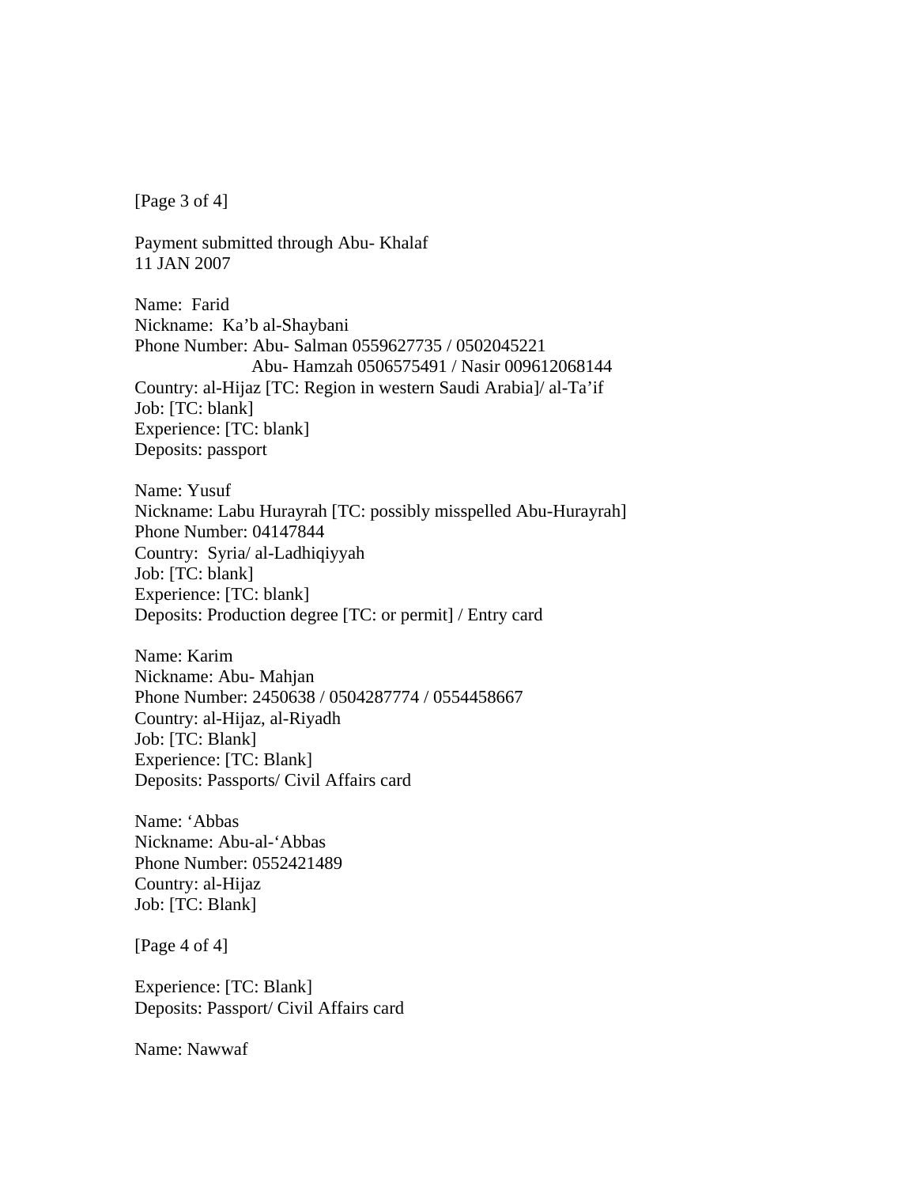[Page 3 of 4]

Payment submitted through Abu- Khalaf
11 JAN 2007

Name: Farid
Nickname: Ka'b al-Shaybani
Phone Number: Abu- Salman 0559627735 / 0502045221
Abu- Hamzah 0506575491 / Nasir 009612068144
Country: al-Hijaz [TC: Region in western Saudi Arabia]/ al-Ta'if
Job: [TC: blank]
Experience: [TC: blank]
Deposits: passport

Name: Yusuf
Nickname: Labu Hurayrah [TC: possibly misspelled Abu-Hurayrah]
Phone Number: 04147844
Country: Syria/ al-Ladhiqiyyah
Job: [TC: blank]
Experience: [TC: blank]
Deposits: Production degree [TC: or permit] / Entry card

Name: Karim
Nickname: Abu- Mahjan
Phone Number: 2450638 / 0504287774 / 0554458667
Country: al-Hijaz, al-Riyadh
Job: [TC: Blank]
Experience: [TC: Blank]
Deposits: Passports/ Civil Affairs card

Name: 'Abbas
Nickname: Abu-al-'Abbas
Phone Number: 0552421489
Country: al-Hijaz
Job: [TC: Blank]

[Page 4 of 4]

Experience: [TC: Blank]
Deposits: Passport/ Civil Affairs card

Name: Nawwaf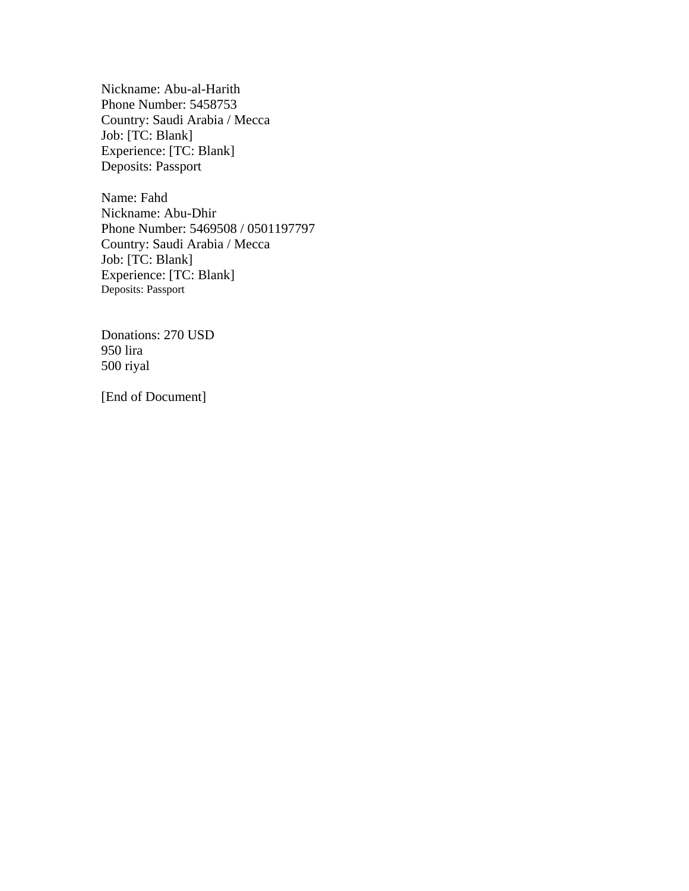Nickname: Abu-al-Harith
Phone Number: 5458753
Country: Saudi Arabia / Mecca
Job: [TC: Blank]
Experience: [TC: Blank]
Deposits: Passport

Name: Fahd
Nickname: Abu-Dhir
Phone Number: 5469508 / 0501197797
Country: Saudi Arabia / Mecca
Job: [TC: Blank]
Experience: [TC: Blank]
Deposits: Passport

Donations: 270 USD
950 lira
500 riyal

[End of Document]